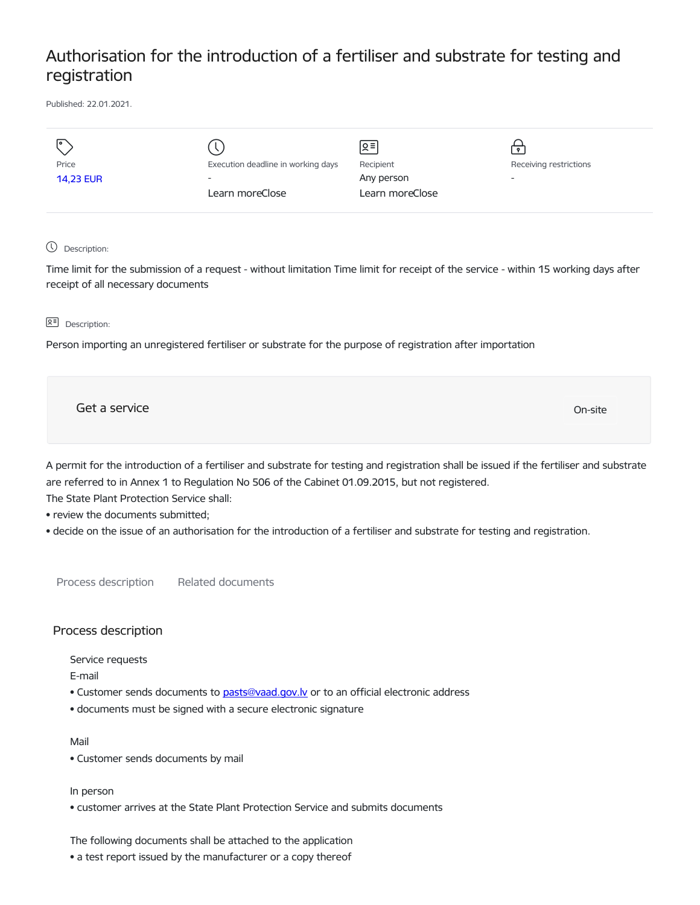# Authorisation for the introduction of a fertiliser and substrate for testing and registration

Published: 22.01.2021.

| Price | Execution deadline in working days | Recipient | Receiving restrictions |
| --- | --- | --- | --- |
| 14,23 EUR | - | Any person | - |
| | Learn moreClose | Learn moreClose | |

Description:

Time limit for the submission of a request - without limitation Time limit for receipt of the service - within 15 working days after receipt of all necessary documents

Description:

Person importing an unregistered fertiliser or substrate for the purpose of registration after importation

Get a service

On-site

A permit for the introduction of a fertiliser and substrate for testing and registration shall be issued if the fertiliser and substrate are referred to in Annex 1 to Regulation No 506 of the Cabinet 01.09.2015, but not registered.
The State Plant Protection Service shall:
- review the documents submitted;
- decide on the issue of an authorisation for the introduction of a fertiliser and substrate for testing and registration.

Process description    Related documents

## Process description

Service requests
E-mail
- Customer sends documents to pasts@vaad.gov.lv or to an official electronic address
- documents must be signed with a secure electronic signature

Mail
- Customer sends documents by mail

In person
- customer arrives at the State Plant Protection Service and submits documents

The following documents shall be attached to the application
- a test report issued by the manufacturer or a copy thereof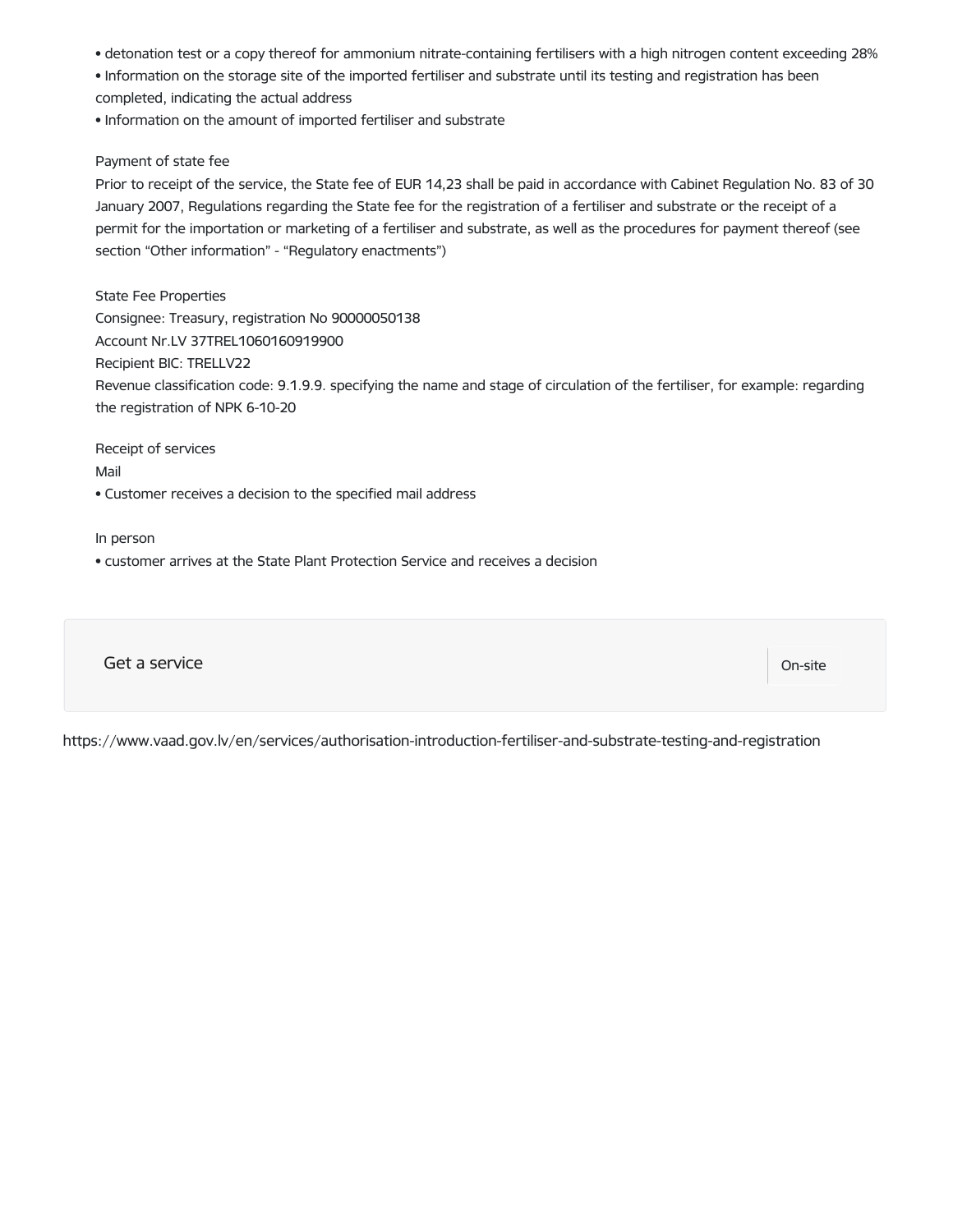- detonation test or a copy thereof for ammonium nitrate-containing fertilisers with a high nitrogen content exceeding 28%
- Information on the storage site of the imported fertiliser and substrate until its testing and registration has been completed, indicating the actual address
- Information on the amount of imported fertiliser and substrate

Payment of state fee

Prior to receipt of the service, the State fee of EUR 14,23 shall be paid in accordance with Cabinet Regulation No. 83 of 30 January 2007, Regulations regarding the State fee for the registration of a fertiliser and substrate or the receipt of a permit for the importation or marketing of a fertiliser and substrate, as well as the procedures for payment thereof (see section "Other information" - "Regulatory enactments")

State Fee Properties

Consignee: Treasury, registration No 90000050138

Account Nr.LV 37TREL1060160919900

Recipient BIC: TRELLV22

Revenue classification code: 9.1.9.9. specifying the name and stage of circulation of the fertiliser, for example: regarding the registration of NPK 6-10-20

Receipt of services

Mail

- Customer receives a decision to the specified mail address

In person

- customer arrives at the State Plant Protection Service and receives a decision

Get a service

On-site

https://www.vaad.gov.lv/en/services/authorisation-introduction-fertiliser-and-substrate-testing-and-registration